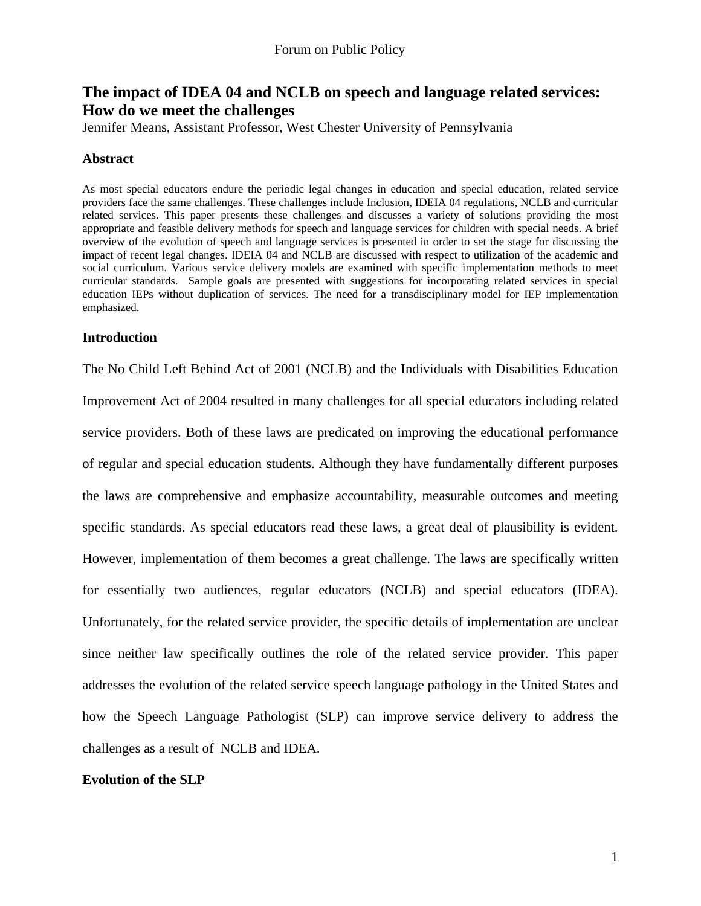# The impact of IDEA 04 and NCLB on speech and language related services: How do we meet the challenges

Jennifer Means, Assistant Professor, West Chester University of Pennsylvania

## Abstract

As most special educators endure the periodic legal changes in education and special education, related service providers face the same challenges. These challenges include Inclusion, IDEIA 04 regulations, NCLB and curricular related services. This paper presents these challenges and discusses a variety of solutions providing the most appropriate and feasible delivery methods for speech and language services for children with special needs. A brief overview of the evolution of speech and language services is presented in order to set the stage for discussing the impact of recent legal changes. IDEIA 04 and NCLB are discussed with respect to utilization of the academic and social curriculum. Various service delivery models are examined with specific implementation methods to meet curricular standards. Sample goals are presented with suggestions for incorporating related services in special education IEPs without duplication of services. The need for a transdisciplinary model for IEP implementation emphasized.

## Introduction

The No Child Left Behind Act of 2001 (NCLB) and the Individuals with Disabilities Education Improvement Act of 2004 resulted in many challenges for all special educators including related service providers. Both of these laws are predicated on improving the educational performance of regular and special education students. Although they have fundamentally different purposes the laws are comprehensive and emphasize accountability, measurable outcomes and meeting specific standards. As special educators read these laws, a great deal of plausibility is evident. However, implementation of them becomes a great challenge. The laws are specifically written for essentially two audiences, regular educators (NCLB) and special educators (IDEA). Unfortunately, for the related service provider, the specific details of implementation are unclear since neither law specifically outlines the role of the related service provider. This paper addresses the evolution of the related service speech language pathology in the United States and how the Speech Language Pathologist (SLP) can improve service delivery to address the challenges as a result of NCLB and IDEA.

## Evolution of the SLP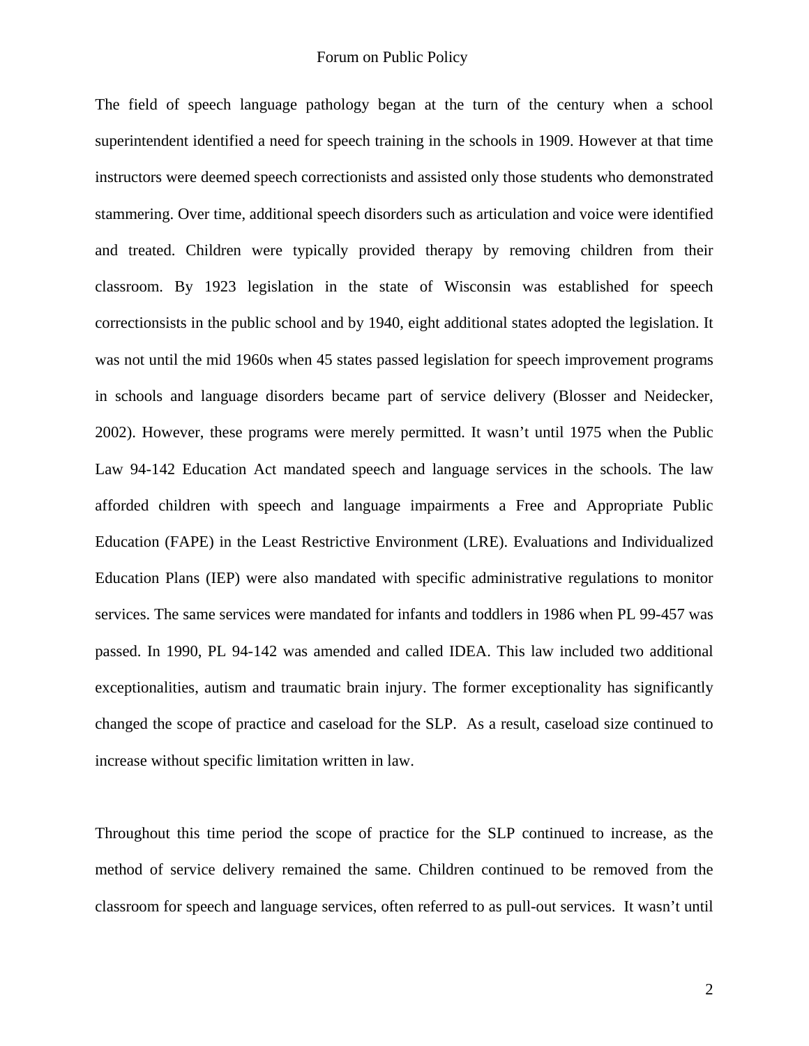The field of speech language pathology began at the turn of the century when a school superintendent identified a need for speech training in the schools in 1909. However at that time instructors were deemed speech correctionists and assisted only those students who demonstrated stammering. Over time, additional speech disorders such as articulation and voice were identified and treated. Children were typically provided therapy by removing children from their classroom. By 1923 legislation in the state of Wisconsin was established for speech correctionsists in the public school and by 1940, eight additional states adopted the legislation. It was not until the mid 1960s when 45 states passed legislation for speech improvement programs in schools and language disorders became part of service delivery (Blosser and Neidecker, 2002). However, these programs were merely permitted. It wasn't until 1975 when the Public Law 94-142 Education Act mandated speech and language services in the schools. The law afforded children with speech and language impairments a Free and Appropriate Public Education (FAPE) in the Least Restrictive Environment (LRE). Evaluations and Individualized Education Plans (IEP) were also mandated with specific administrative regulations to monitor services. The same services were mandated for infants and toddlers in 1986 when PL 99-457 was passed. In 1990, PL 94-142 was amended and called IDEA. This law included two additional exceptionalities, autism and traumatic brain injury. The former exceptionality has significantly changed the scope of practice and caseload for the SLP. As a result, caseload size continued to increase without specific limitation written in law.

Throughout this time period the scope of practice for the SLP continued to increase, as the method of service delivery remained the same. Children continued to be removed from the classroom for speech and language services, often referred to as pull-out services. It wasn't until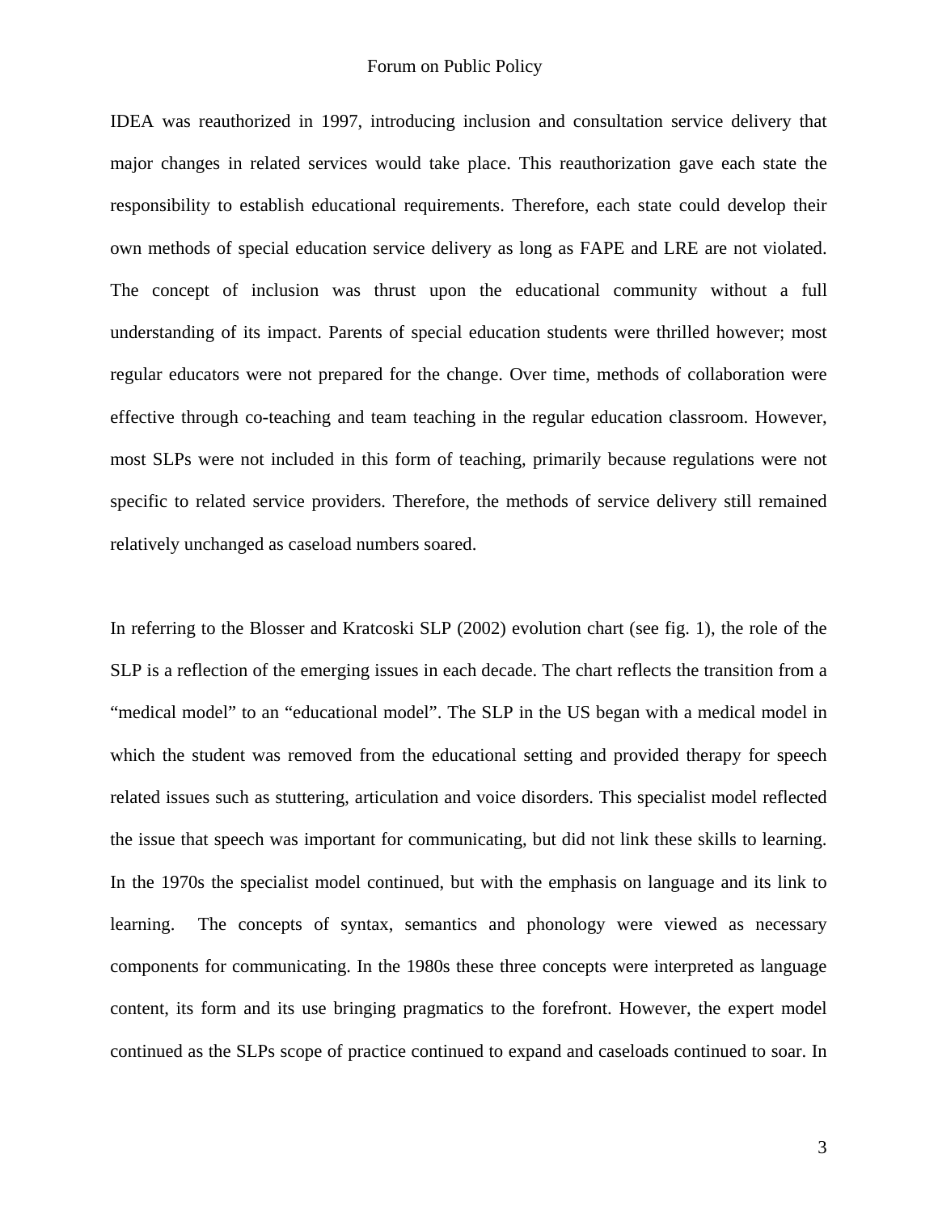IDEA was reauthorized in 1997, introducing inclusion and consultation service delivery that major changes in related services would take place. This reauthorization gave each state the responsibility to establish educational requirements. Therefore, each state could develop their own methods of special education service delivery as long as FAPE and LRE are not violated. The concept of inclusion was thrust upon the educational community without a full understanding of its impact. Parents of special education students were thrilled however; most regular educators were not prepared for the change. Over time, methods of collaboration were effective through co-teaching and team teaching in the regular education classroom. However, most SLPs were not included in this form of teaching, primarily because regulations were not specific to related service providers. Therefore, the methods of service delivery still remained relatively unchanged as caseload numbers soared.

In referring to the Blosser and Kratcoski SLP (2002) evolution chart (see fig. 1), the role of the SLP is a reflection of the emerging issues in each decade. The chart reflects the transition from a "medical model" to an "educational model". The SLP in the US began with a medical model in which the student was removed from the educational setting and provided therapy for speech related issues such as stuttering, articulation and voice disorders. This specialist model reflected the issue that speech was important for communicating, but did not link these skills to learning. In the 1970s the specialist model continued, but with the emphasis on language and its link to learning. The concepts of syntax, semantics and phonology were viewed as necessary components for communicating. In the 1980s these three concepts were interpreted as language content, its form and its use bringing pragmatics to the forefront. However, the expert model continued as the SLPs scope of practice continued to expand and caseloads continued to soar. In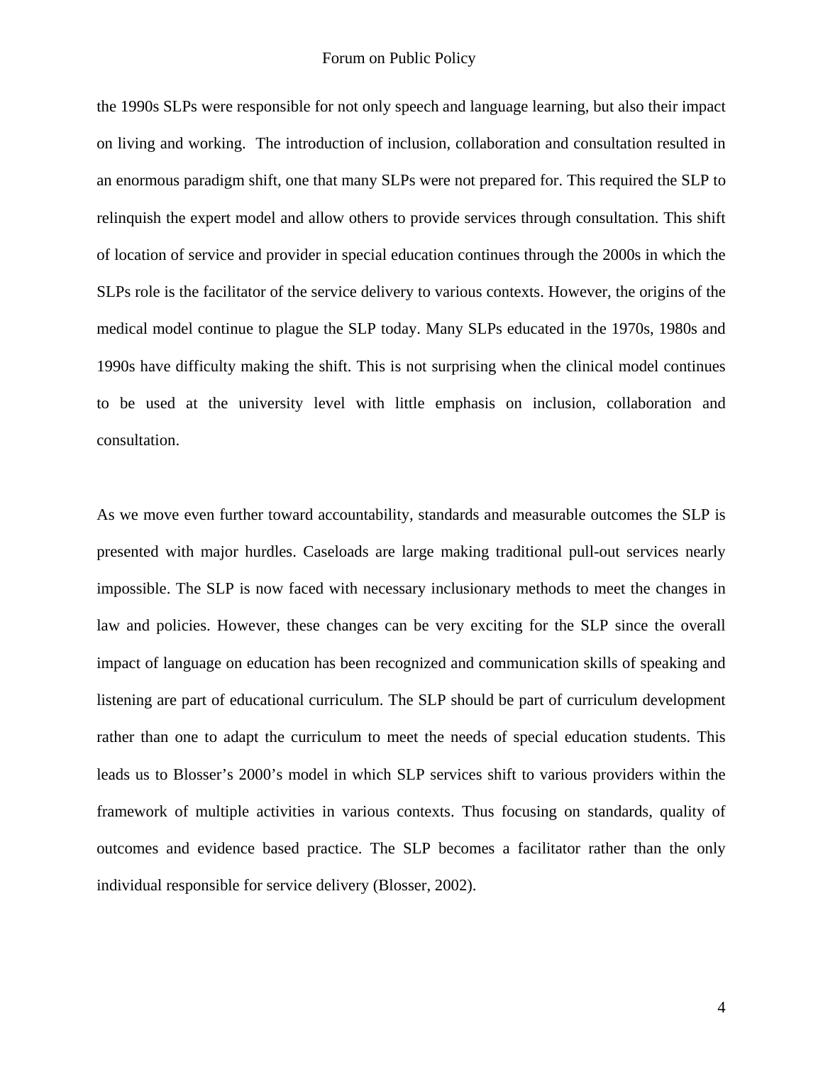the 1990s SLPs were responsible for not only speech and language learning, but also their impact on living and working. The introduction of inclusion, collaboration and consultation resulted in an enormous paradigm shift, one that many SLPs were not prepared for. This required the SLP to relinquish the expert model and allow others to provide services through consultation. This shift of location of service and provider in special education continues through the 2000s in which the SLPs role is the facilitator of the service delivery to various contexts. However, the origins of the medical model continue to plague the SLP today. Many SLPs educated in the 1970s, 1980s and 1990s have difficulty making the shift. This is not surprising when the clinical model continues to be used at the university level with little emphasis on inclusion, collaboration and consultation.

As we move even further toward accountability, standards and measurable outcomes the SLP is presented with major hurdles. Caseloads are large making traditional pull-out services nearly impossible. The SLP is now faced with necessary inclusionary methods to meet the changes in law and policies. However, these changes can be very exciting for the SLP since the overall impact of language on education has been recognized and communication skills of speaking and listening are part of educational curriculum. The SLP should be part of curriculum development rather than one to adapt the curriculum to meet the needs of special education students. This leads us to Blosser's 2000's model in which SLP services shift to various providers within the framework of multiple activities in various contexts. Thus focusing on standards, quality of outcomes and evidence based practice. The SLP becomes a facilitator rather than the only individual responsible for service delivery (Blosser, 2002).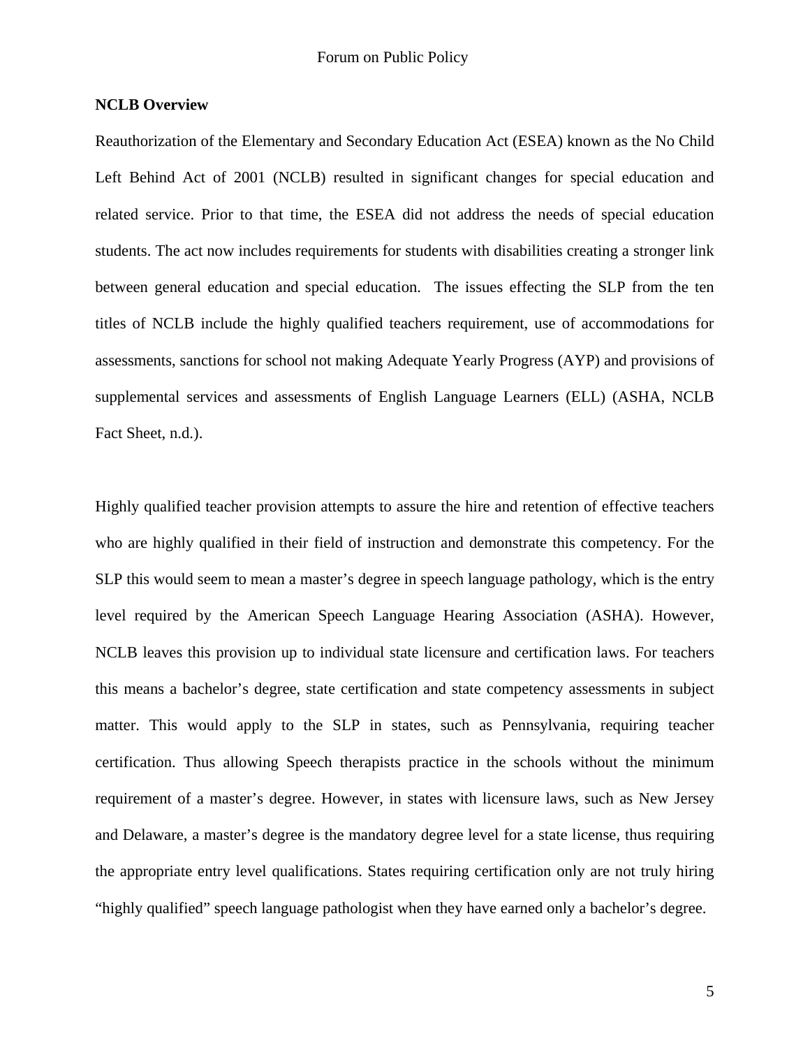**NCLB Overview**

Reauthorization of the Elementary and Secondary Education Act (ESEA) known as the No Child Left Behind Act of 2001 (NCLB) resulted in significant changes for special education and related service. Prior to that time, the ESEA did not address the needs of special education students. The act now includes requirements for students with disabilities creating a stronger link between general education and special education. The issues effecting the SLP from the ten titles of NCLB include the highly qualified teachers requirement, use of accommodations for assessments, sanctions for school not making Adequate Yearly Progress (AYP) and provisions of supplemental services and assessments of English Language Learners (ELL) (ASHA, NCLB Fact Sheet, n.d.).

Highly qualified teacher provision attempts to assure the hire and retention of effective teachers who are highly qualified in their field of instruction and demonstrate this competency. For the SLP this would seem to mean a master's degree in speech language pathology, which is the entry level required by the American Speech Language Hearing Association (ASHA). However, NCLB leaves this provision up to individual state licensure and certification laws. For teachers this means a bachelor's degree, state certification and state competency assessments in subject matter. This would apply to the SLP in states, such as Pennsylvania, requiring teacher certification. Thus allowing Speech therapists practice in the schools without the minimum requirement of a master's degree. However, in states with licensure laws, such as New Jersey and Delaware, a master's degree is the mandatory degree level for a state license, thus requiring the appropriate entry level qualifications. States requiring certification only are not truly hiring "highly qualified" speech language pathologist when they have earned only a bachelor's degree.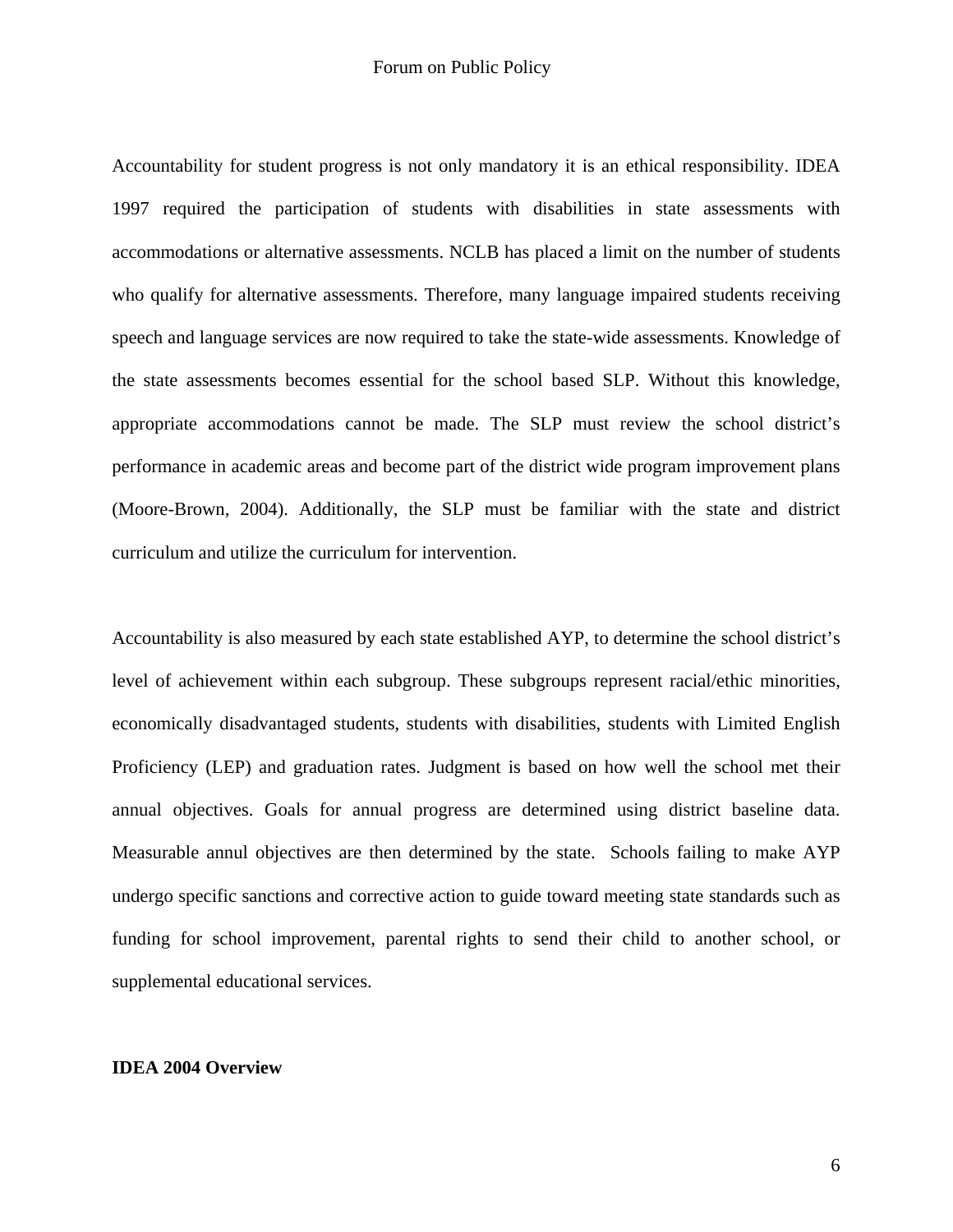Accountability for student progress is not only mandatory it is an ethical responsibility. IDEA 1997 required the participation of students with disabilities in state assessments with accommodations or alternative assessments. NCLB has placed a limit on the number of students who qualify for alternative assessments. Therefore, many language impaired students receiving speech and language services are now required to take the state-wide assessments. Knowledge of the state assessments becomes essential for the school based SLP. Without this knowledge, appropriate accommodations cannot be made. The SLP must review the school district's performance in academic areas and become part of the district wide program improvement plans (Moore-Brown, 2004). Additionally, the SLP must be familiar with the state and district curriculum and utilize the curriculum for intervention.

Accountability is also measured by each state established AYP, to determine the school district's level of achievement within each subgroup. These subgroups represent racial/ethic minorities, economically disadvantaged students, students with disabilities, students with Limited English Proficiency (LEP) and graduation rates. Judgment is based on how well the school met their annual objectives. Goals for annual progress are determined using district baseline data. Measurable annul objectives are then determined by the state. Schools failing to make AYP undergo specific sanctions and corrective action to guide toward meeting state standards such as funding for school improvement, parental rights to send their child to another school, or supplemental educational services.

**IDEA 2004 Overview**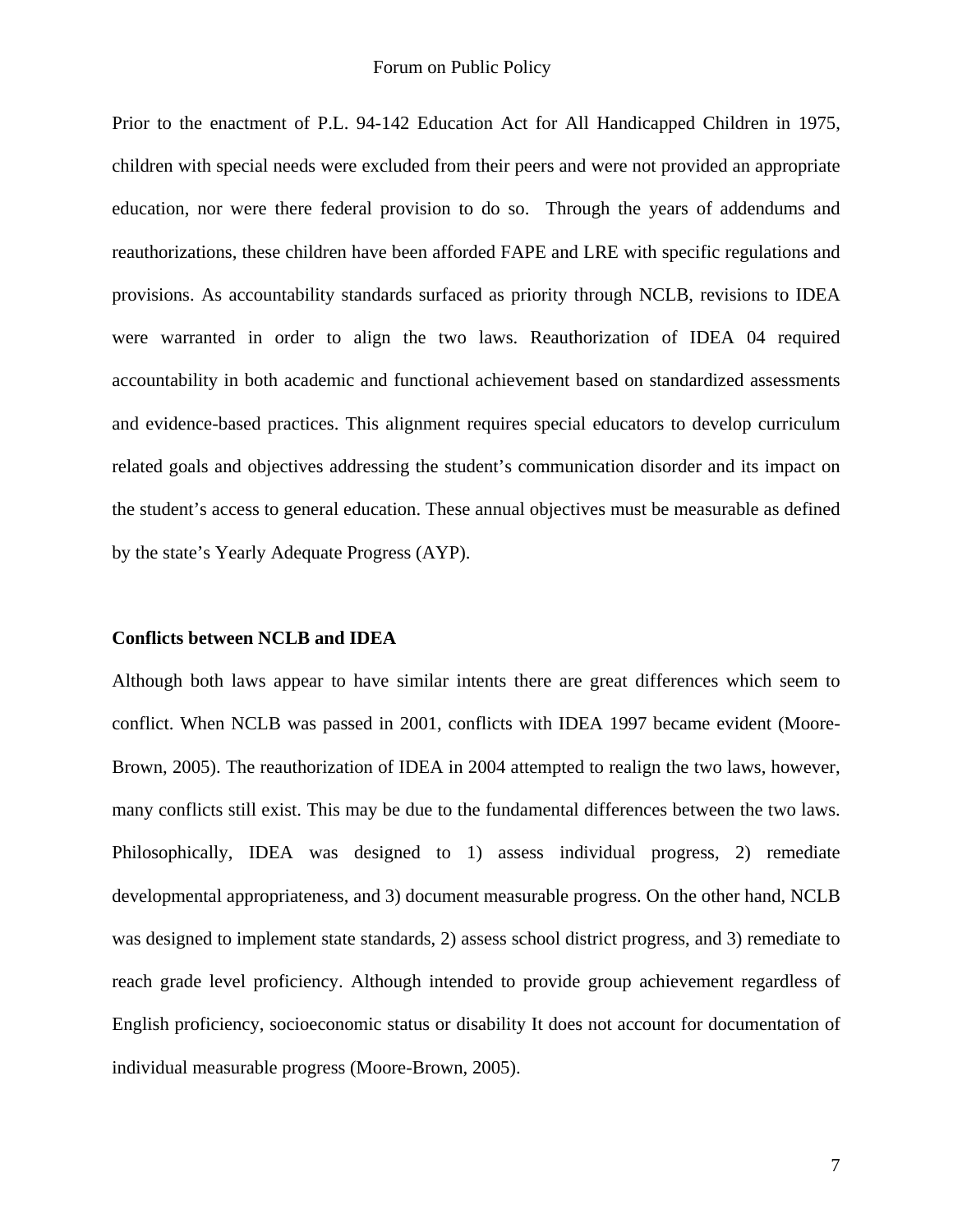Prior to the enactment of P.L. 94-142 Education Act for All Handicapped Children in 1975, children with special needs were excluded from their peers and were not provided an appropriate education, nor were there federal provision to do so. Through the years of addendums and reauthorizations, these children have been afforded FAPE and LRE with specific regulations and provisions. As accountability standards surfaced as priority through NCLB, revisions to IDEA were warranted in order to align the two laws. Reauthorization of IDEA 04 required accountability in both academic and functional achievement based on standardized assessments and evidence-based practices. This alignment requires special educators to develop curriculum related goals and objectives addressing the student's communication disorder and its impact on the student's access to general education. These annual objectives must be measurable as defined by the state's Yearly Adequate Progress (AYP).

**Conflicts between NCLB and IDEA**

Although both laws appear to have similar intents there are great differences which seem to conflict. When NCLB was passed in 2001, conflicts with IDEA 1997 became evident (Moore-Brown, 2005). The reauthorization of IDEA in 2004 attempted to realign the two laws, however, many conflicts still exist. This may be due to the fundamental differences between the two laws. Philosophically, IDEA was designed to 1) assess individual progress, 2) remediate developmental appropriateness, and 3) document measurable progress. On the other hand, NCLB was designed to implement state standards, 2) assess school district progress, and 3) remediate to reach grade level proficiency. Although intended to provide group achievement regardless of English proficiency, socioeconomic status or disability It does not account for documentation of individual measurable progress (Moore-Brown, 2005).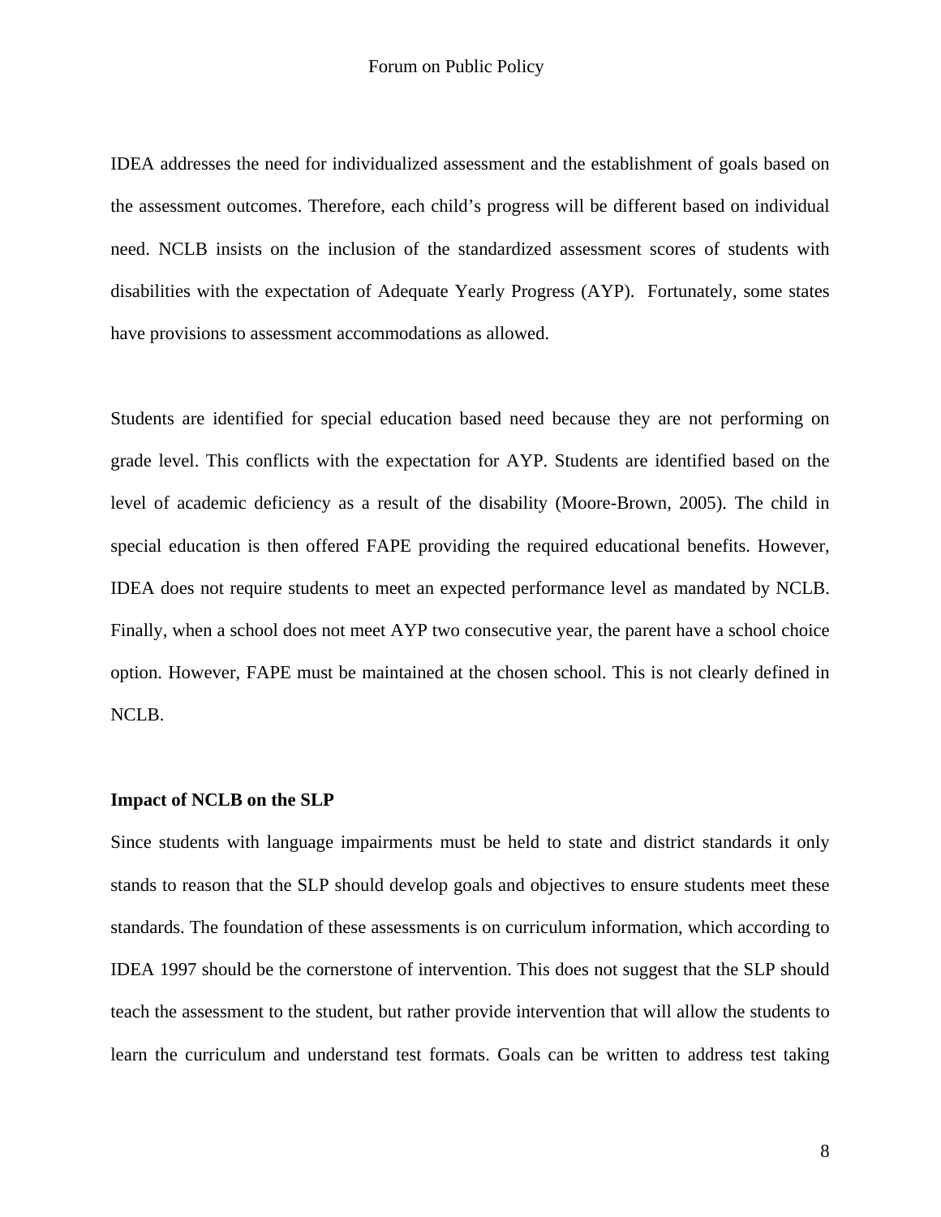IDEA addresses the need for individualized assessment and the establishment of goals based on the assessment outcomes. Therefore, each child's progress will be different based on individual need. NCLB insists on the inclusion of the standardized assessment scores of students with disabilities with the expectation of Adequate Yearly Progress (AYP). Fortunately, some states have provisions to assessment accommodations as allowed.

Students are identified for special education based need because they are not performing on grade level. This conflicts with the expectation for AYP. Students are identified based on the level of academic deficiency as a result of the disability (Moore-Brown, 2005). The child in special education is then offered FAPE providing the required educational benefits. However, IDEA does not require students to meet an expected performance level as mandated by NCLB. Finally, when a school does not meet AYP two consecutive year, the parent have a school choice option. However, FAPE must be maintained at the chosen school. This is not clearly defined in NCLB.

**Impact of NCLB on the SLP**

Since students with language impairments must be held to state and district standards it only stands to reason that the SLP should develop goals and objectives to ensure students meet these standards. The foundation of these assessments is on curriculum information, which according to IDEA 1997 should be the cornerstone of intervention. This does not suggest that the SLP should teach the assessment to the student, but rather provide intervention that will allow the students to learn the curriculum and understand test formats. Goals can be written to address test taking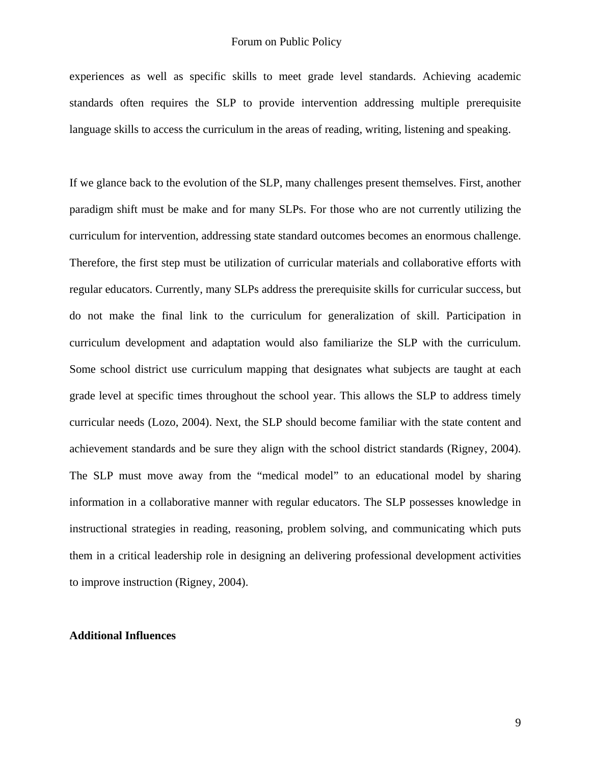experiences as well as specific skills to meet grade level standards. Achieving academic standards often requires the SLP to provide intervention addressing multiple prerequisite language skills to access the curriculum in the areas of reading, writing, listening and speaking.

If we glance back to the evolution of the SLP, many challenges present themselves. First, another paradigm shift must be make and for many SLPs. For those who are not currently utilizing the curriculum for intervention, addressing state standard outcomes becomes an enormous challenge. Therefore, the first step must be utilization of curricular materials and collaborative efforts with regular educators. Currently, many SLPs address the prerequisite skills for curricular success, but do not make the final link to the curriculum for generalization of skill. Participation in curriculum development and adaptation would also familiarize the SLP with the curriculum. Some school district use curriculum mapping that designates what subjects are taught at each grade level at specific times throughout the school year. This allows the SLP to address timely curricular needs (Lozo, 2004). Next, the SLP should become familiar with the state content and achievement standards and be sure they align with the school district standards (Rigney, 2004). The SLP must move away from the "medical model" to an educational model by sharing information in a collaborative manner with regular educators. The SLP possesses knowledge in instructional strategies in reading, reasoning, problem solving, and communicating which puts them in a critical leadership role in designing an delivering professional development activities to improve instruction (Rigney, 2004).

**Additional Influences**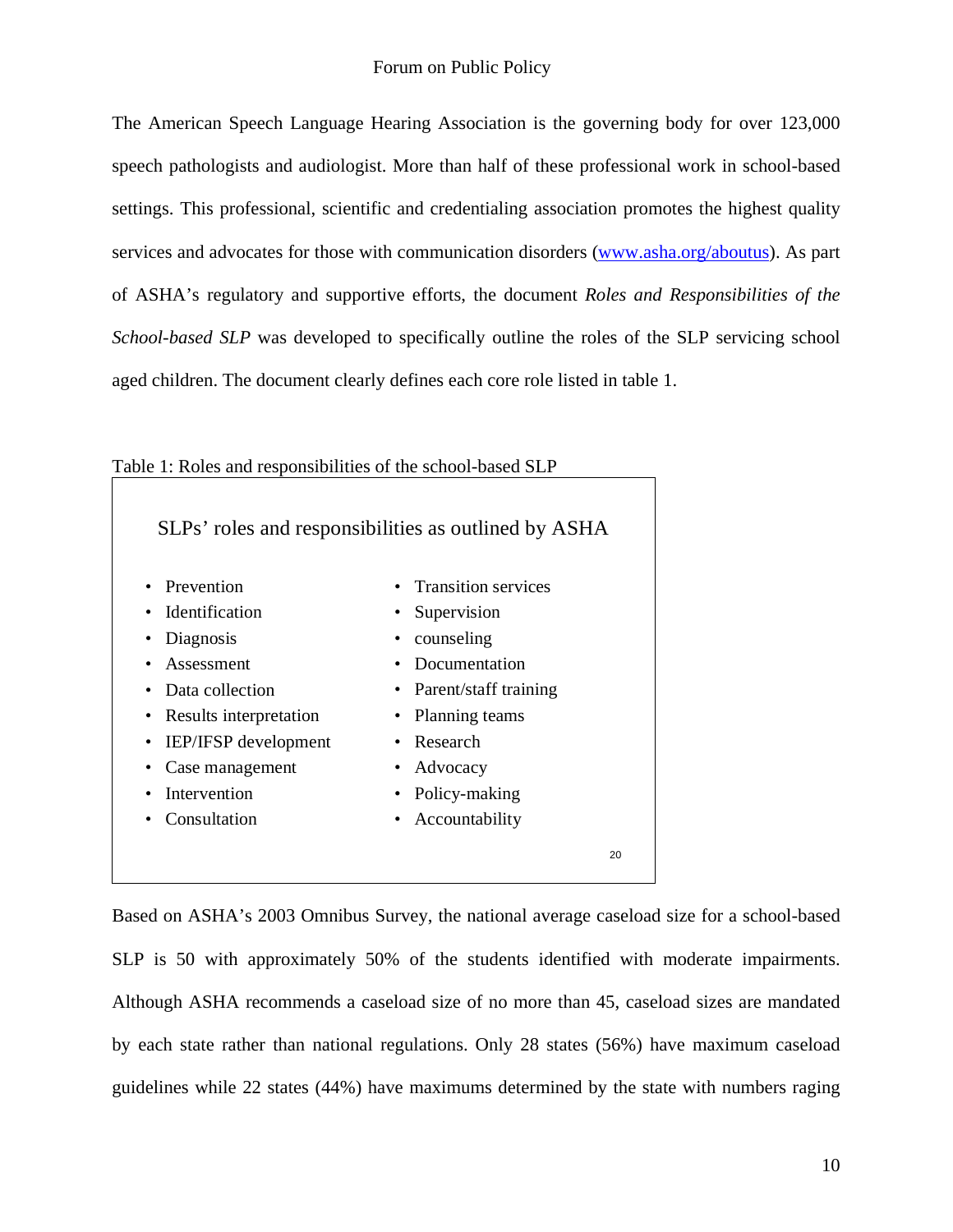The American Speech Language Hearing Association is the governing body for over 123,000 speech pathologists and audiologist. More than half of these professional work in school-based settings. This professional, scientific and credentialing association promotes the highest quality services and advocates for those with communication disorders (www.asha.org/aboutus). As part of ASHA's regulatory and supportive efforts, the document *Roles and Responsibilities of the School-based SLP* was developed to specifically outline the roles of the SLP servicing school aged children. The document clearly defines each core role listed in table 1.

Table 1: Roles and responsibilities of the school-based SLP

SLPs' roles and responsibilities as outlined by ASHA

- Prevention
- Identification
- Diagnosis
- Assessment
- Data collection
- Results interpretation
- IEP/IFSP development
- Case management
- Intervention
- Consultation
- Transition services
- Supervision
- counseling
- Documentation
- Parent/staff training
- Planning teams
- Research
- Advocacy
- Policy-making
- Accountability

20

Based on ASHA's 2003 Omnibus Survey, the national average caseload size for a school-based SLP is 50 with approximately 50% of the students identified with moderate impairments. Although ASHA recommends a caseload size of no more than 45, caseload sizes are mandated by each state rather than national regulations. Only 28 states (56%) have maximum caseload guidelines while 22 states (44%) have maximums determined by the state with numbers raging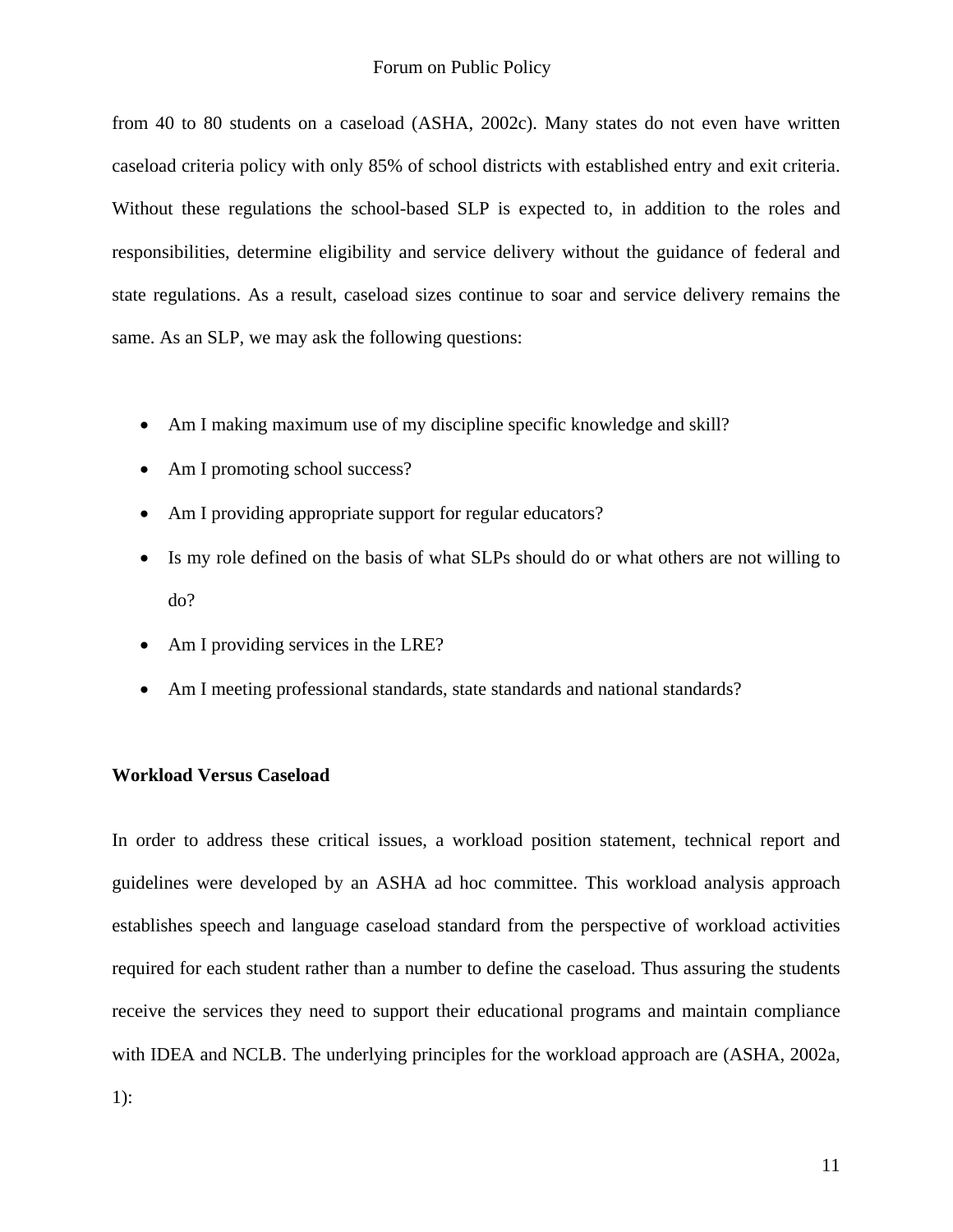from 40 to 80 students on a caseload (ASHA, 2002c). Many states do not even have written caseload criteria policy with only 85% of school districts with established entry and exit criteria. Without these regulations the school-based SLP is expected to, in addition to the roles and responsibilities, determine eligibility and service delivery without the guidance of federal and state regulations. As a result, caseload sizes continue to soar and service delivery remains the same. As an SLP, we may ask the following questions:

- Am I making maximum use of my discipline specific knowledge and skill?
- Am I promoting school success?
- Am I providing appropriate support for regular educators?
- Is my role defined on the basis of what SLPs should do or what others are not willing to do?
- Am I providing services in the LRE?
- Am I meeting professional standards, state standards and national standards?

**Workload Versus Caseload**

In order to address these critical issues, a workload position statement, technical report and guidelines were developed by an ASHA ad hoc committee. This workload analysis approach establishes speech and language caseload standard from the perspective of workload activities required for each student rather than a number to define the caseload. Thus assuring the students receive the services they need to support their educational programs and maintain compliance with IDEA and NCLB. The underlying principles for the workload approach are (ASHA, 2002a, 1):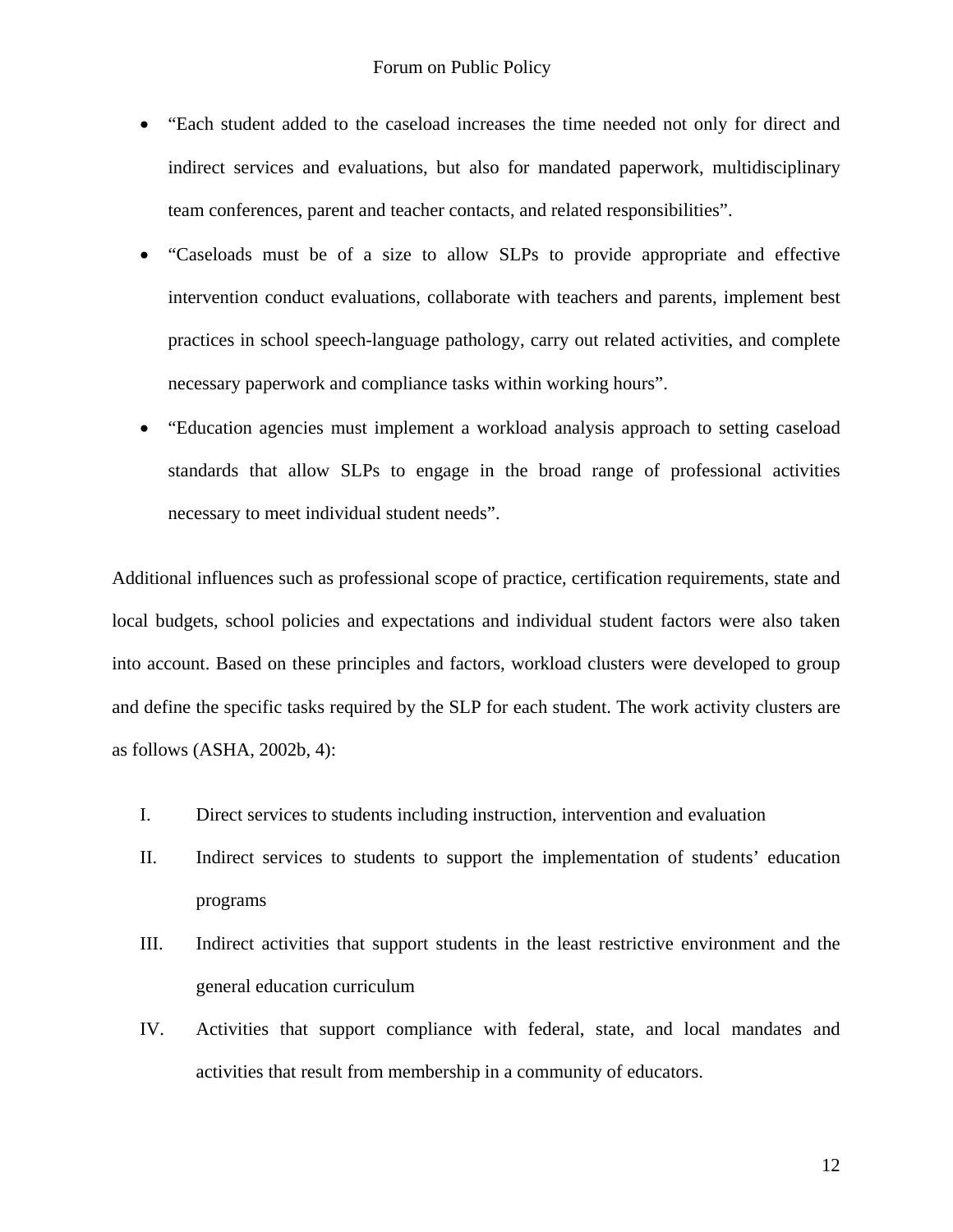- "Each student added to the caseload increases the time needed not only for direct and indirect services and evaluations, but also for mandated paperwork, multidisciplinary team conferences, parent and teacher contacts, and related responsibilities".
- "Caseloads must be of a size to allow SLPs to provide appropriate and effective intervention conduct evaluations, collaborate with teachers and parents, implement best practices in school speech-language pathology, carry out related activities, and complete necessary paperwork and compliance tasks within working hours".
- "Education agencies must implement a workload analysis approach to setting caseload standards that allow SLPs to engage in the broad range of professional activities necessary to meet individual student needs".

Additional influences such as professional scope of practice, certification requirements, state and local budgets, school policies and expectations and individual student factors were also taken into account. Based on these principles and factors, workload clusters were developed to group and define the specific tasks required by the SLP for each student. The work activity clusters are as follows (ASHA, 2002b, 4):

I. Direct services to students including instruction, intervention and evaluation

II. Indirect services to students to support the implementation of students' education programs

III. Indirect activities that support students in the least restrictive environment and the general education curriculum

IV. Activities that support compliance with federal, state, and local mandates and activities that result from membership in a community of educators.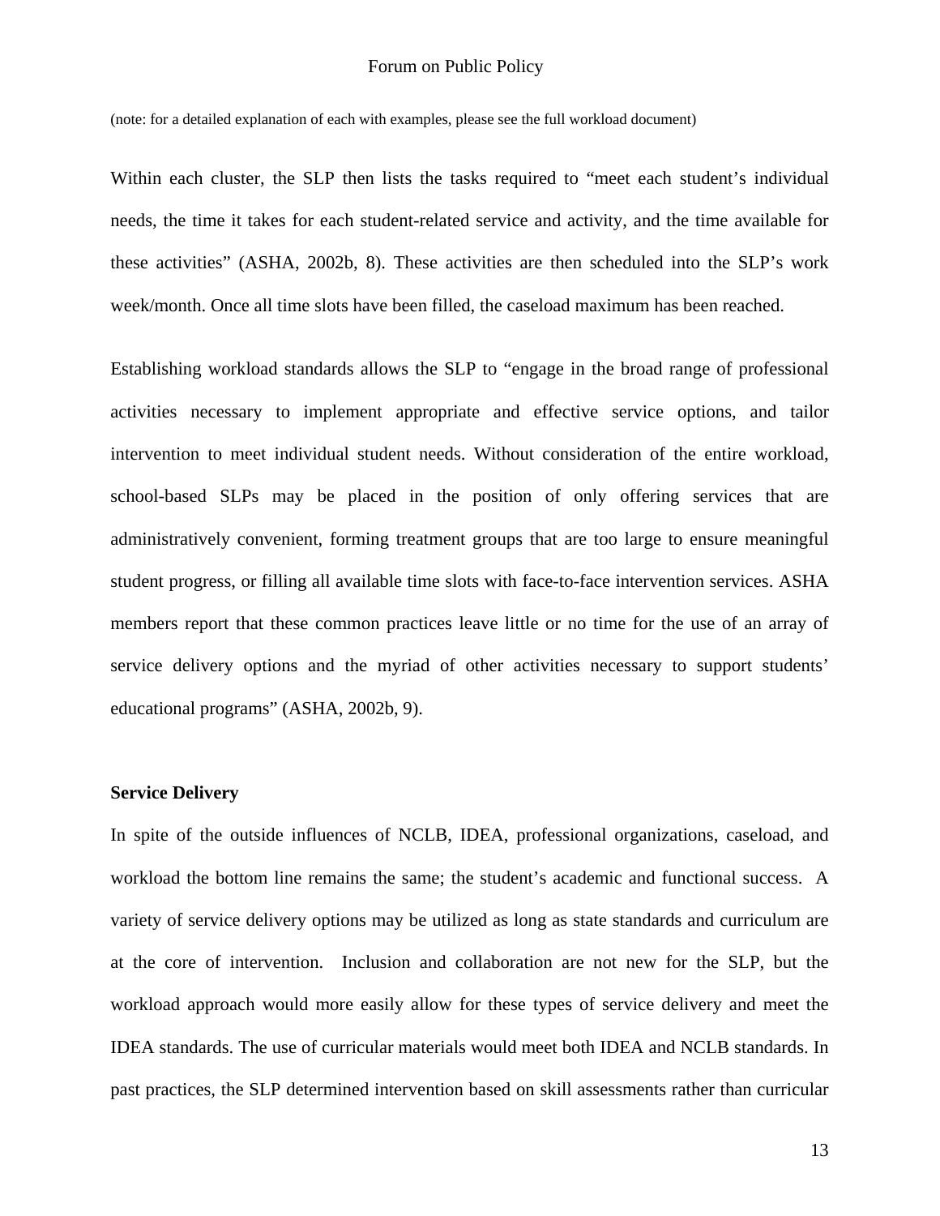(note: for a detailed explanation of each with examples, please see the full workload document)

Within each cluster, the SLP then lists the tasks required to "meet each student's individual needs, the time it takes for each student-related service and activity, and the time available for these activities" (ASHA, 2002b, 8). These activities are then scheduled into the SLP's work week/month. Once all time slots have been filled, the caseload maximum has been reached.

Establishing workload standards allows the SLP to "engage in the broad range of professional activities necessary to implement appropriate and effective service options, and tailor intervention to meet individual student needs. Without consideration of the entire workload, school-based SLPs may be placed in the position of only offering services that are administratively convenient, forming treatment groups that are too large to ensure meaningful student progress, or filling all available time slots with face-to-face intervention services. ASHA members report that these common practices leave little or no time for the use of an array of service delivery options and the myriad of other activities necessary to support students' educational programs" (ASHA, 2002b, 9).

**Service Delivery**

In spite of the outside influences of NCLB, IDEA, professional organizations, caseload, and workload the bottom line remains the same; the student's academic and functional success. A variety of service delivery options may be utilized as long as state standards and curriculum are at the core of intervention. Inclusion and collaboration are not new for the SLP, but the workload approach would more easily allow for these types of service delivery and meet the IDEA standards. The use of curricular materials would meet both IDEA and NCLB standards. In past practices, the SLP determined intervention based on skill assessments rather than curricular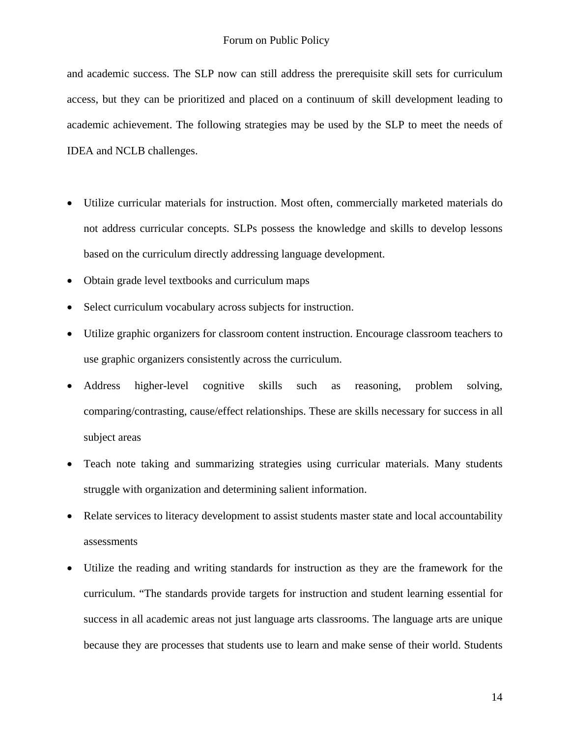and academic success. The SLP now can still address the prerequisite skill sets for curriculum access, but they can be prioritized and placed on a continuum of skill development leading to academic achievement. The following strategies may be used by the SLP to meet the needs of IDEA and NCLB challenges.

- Utilize curricular materials for instruction. Most often, commercially marketed materials do not address curricular concepts. SLPs possess the knowledge and skills to develop lessons based on the curriculum directly addressing language development.
- Obtain grade level textbooks and curriculum maps
- Select curriculum vocabulary across subjects for instruction.
- Utilize graphic organizers for classroom content instruction. Encourage classroom teachers to use graphic organizers consistently across the curriculum.
- Address higher-level cognitive skills such as reasoning, problem solving, comparing/contrasting, cause/effect relationships. These are skills necessary for success in all subject areas
- Teach note taking and summarizing strategies using curricular materials. Many students struggle with organization and determining salient information.
- Relate services to literacy development to assist students master state and local accountability assessments
- Utilize the reading and writing standards for instruction as they are the framework for the curriculum. "The standards provide targets for instruction and student learning essential for success in all academic areas not just language arts classrooms. The language arts are unique because they are processes that students use to learn and make sense of their world. Students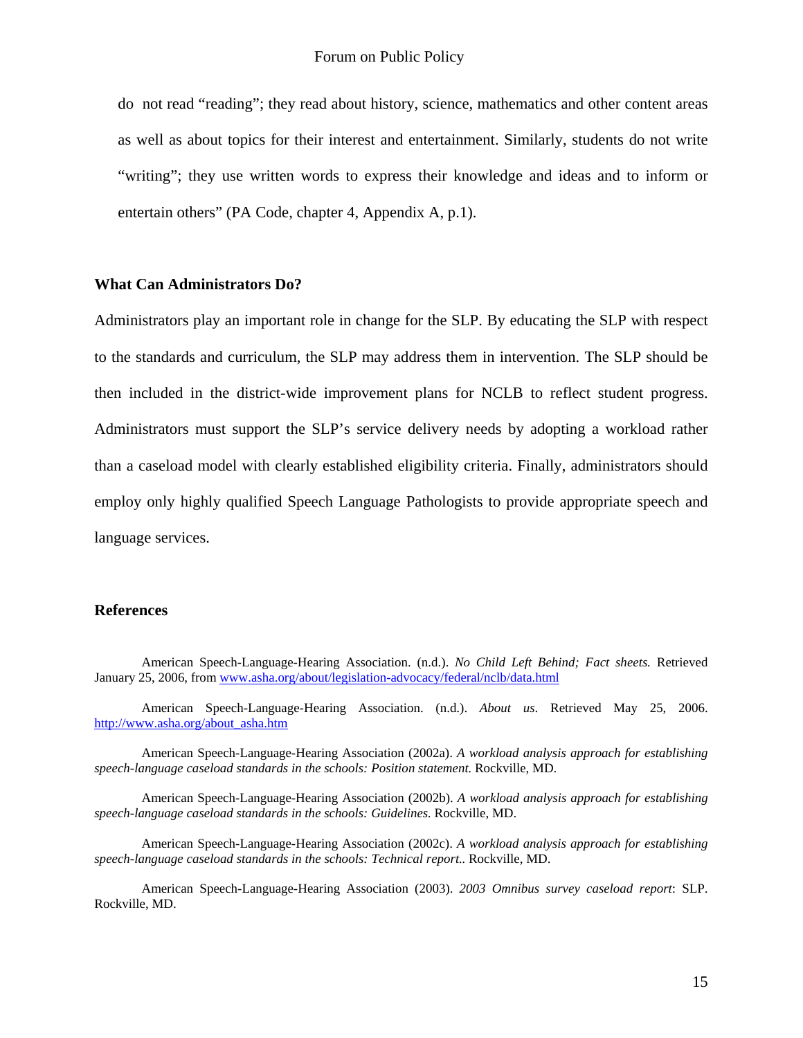do not read "reading"; they read about history, science, mathematics and other content areas as well as about topics for their interest and entertainment. Similarly, students do not write "writing"; they use written words to express their knowledge and ideas and to inform or entertain others" (PA Code, chapter 4, Appendix A, p.1).

## What Can Administrators Do?

Administrators play an important role in change for the SLP. By educating the SLP with respect to the standards and curriculum, the SLP may address them in intervention. The SLP should be then included in the district-wide improvement plans for NCLB to reflect student progress. Administrators must support the SLP's service delivery needs by adopting a workload rather than a caseload model with clearly established eligibility criteria. Finally, administrators should employ only highly qualified Speech Language Pathologists to provide appropriate speech and language services.

## References

American Speech-Language-Hearing Association. (n.d.). *No Child Left Behind; Fact sheets.* Retrieved January 25, 2006, from www.asha.org/about/legislation-advocacy/federal/nclb/data.html

American Speech-Language-Hearing Association. (n.d.). *About us*. Retrieved May 25, 2006. http://www.asha.org/about_asha.htm

American Speech-Language-Hearing Association (2002a). *A workload analysis approach for establishing speech-language caseload standards in the schools: Position statement.* Rockville, MD.

American Speech-Language-Hearing Association (2002b). *A workload analysis approach for establishing speech-language caseload standards in the schools: Guidelines.* Rockville, MD.

American Speech-Language-Hearing Association (2002c). *A workload analysis approach for establishing speech-language caseload standards in the schools: Technical report.*. Rockville, MD.

American Speech-Language-Hearing Association (2003). *2003 Omnibus survey caseload report*: SLP. Rockville, MD.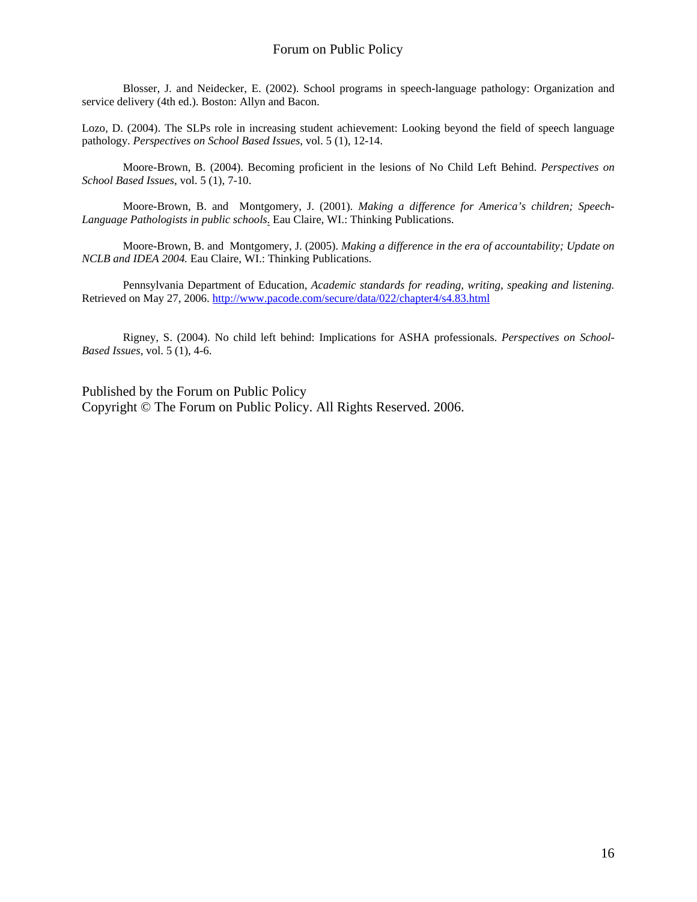Blosser, J. and Neidecker, E. (2002). School programs in speech-language pathology: Organization and service delivery (4th ed.). Boston: Allyn and Bacon.

Lozo, D. (2004). The SLPs role in increasing student achievement: Looking beyond the field of speech language pathology. *Perspectives on School Based Issues*, vol. 5 (1), 12-14.

Moore-Brown, B. (2004). Becoming proficient in the lesions of No Child Left Behind. *Perspectives on School Based Issues*, vol. 5 (1), 7-10.

Moore-Brown, B. and Montgomery, J. (2001). *Making a difference for America's children; Speech-Language Pathologists in public schools*. Eau Claire, WI.: Thinking Publications.

Moore-Brown, B. and Montgomery, J. (2005). *Making a difference in the era of accountability; Update on NCLB and IDEA 2004.* Eau Claire, WI.: Thinking Publications.

Pennsylvania Department of Education, *Academic standards for reading, writing, speaking and listening.* Retrieved on May 27, 2006. http://www.pacode.com/secure/data/022/chapter4/s4.83.html

Rigney, S. (2004). No child left behind: Implications for ASHA professionals. *Perspectives on School-Based Issues*, vol. 5 (1), 4-6.

Published by the Forum on Public Policy
Copyright © The Forum on Public Policy. All Rights Reserved. 2006.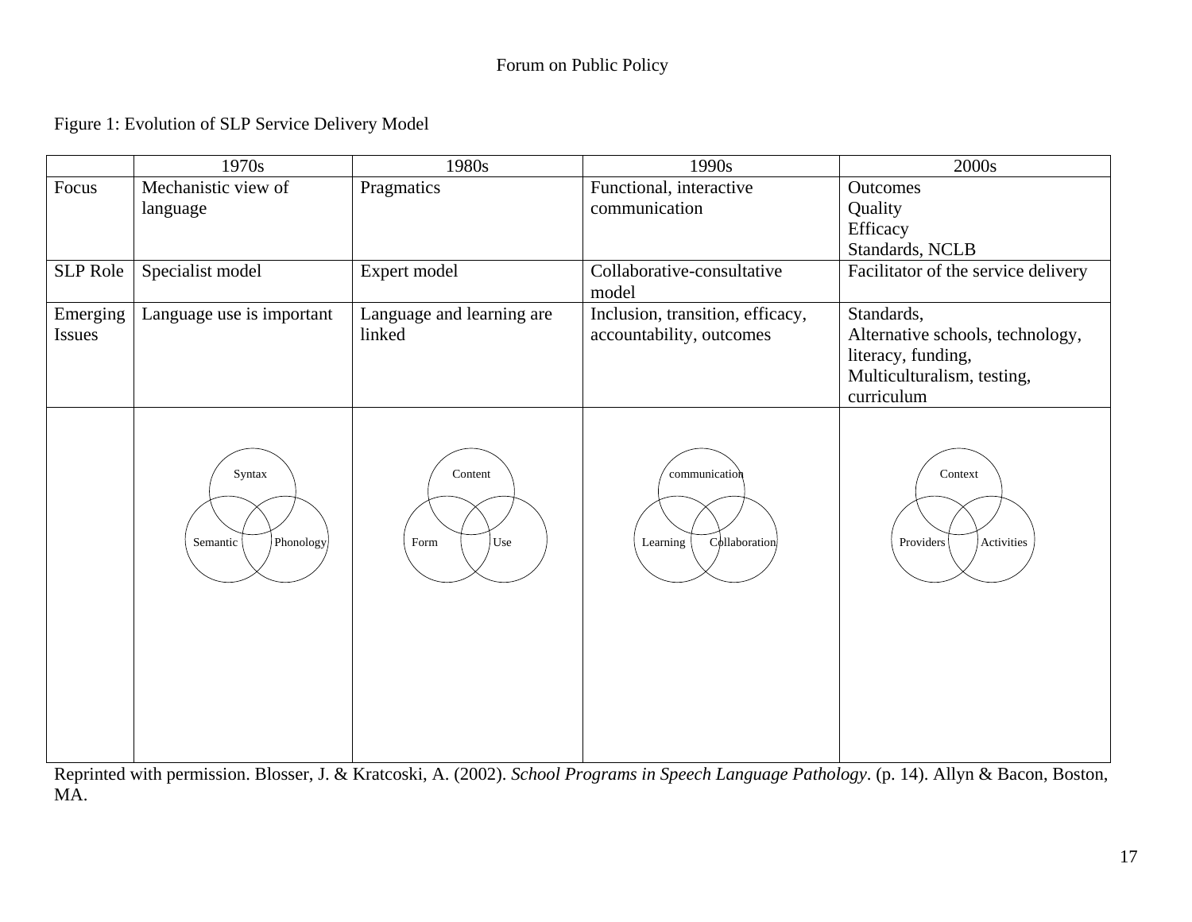Figure 1: Evolution of SLP Service Delivery Model

| | 1970s | 1980s | 1990s | 2000s |
|---|---|---|---|---|
| Focus | Mechanistic view of language | Pragmatics | Functional, interactive communication | Outcomes<br>Quality<br>Efficacy<br>Standards, NCLB |
| SLP Role | Specialist model | Expert model | Collaborative-consultative model | Facilitator of the service delivery |
| Emerging Issues | Language use is important | Language and learning are linked | Inclusion, transition, efficacy, accountability, outcomes | Standards,<br>Alternative schools, technology, literacy, funding,<br>Multiculturalism, testing, curriculum |
| | Syntax<br>Semantic<br>Phonology | Content<br>Form<br>Use | communication<br>Learning<br>Collaboration | Context<br>Providers<br>Activities |

Reprinted with permission. Blosser, J. & Kratcoski, A. (2002). *School Programs in Speech Language Pathology*. (p. 14). Allyn & Bacon, Boston, MA.